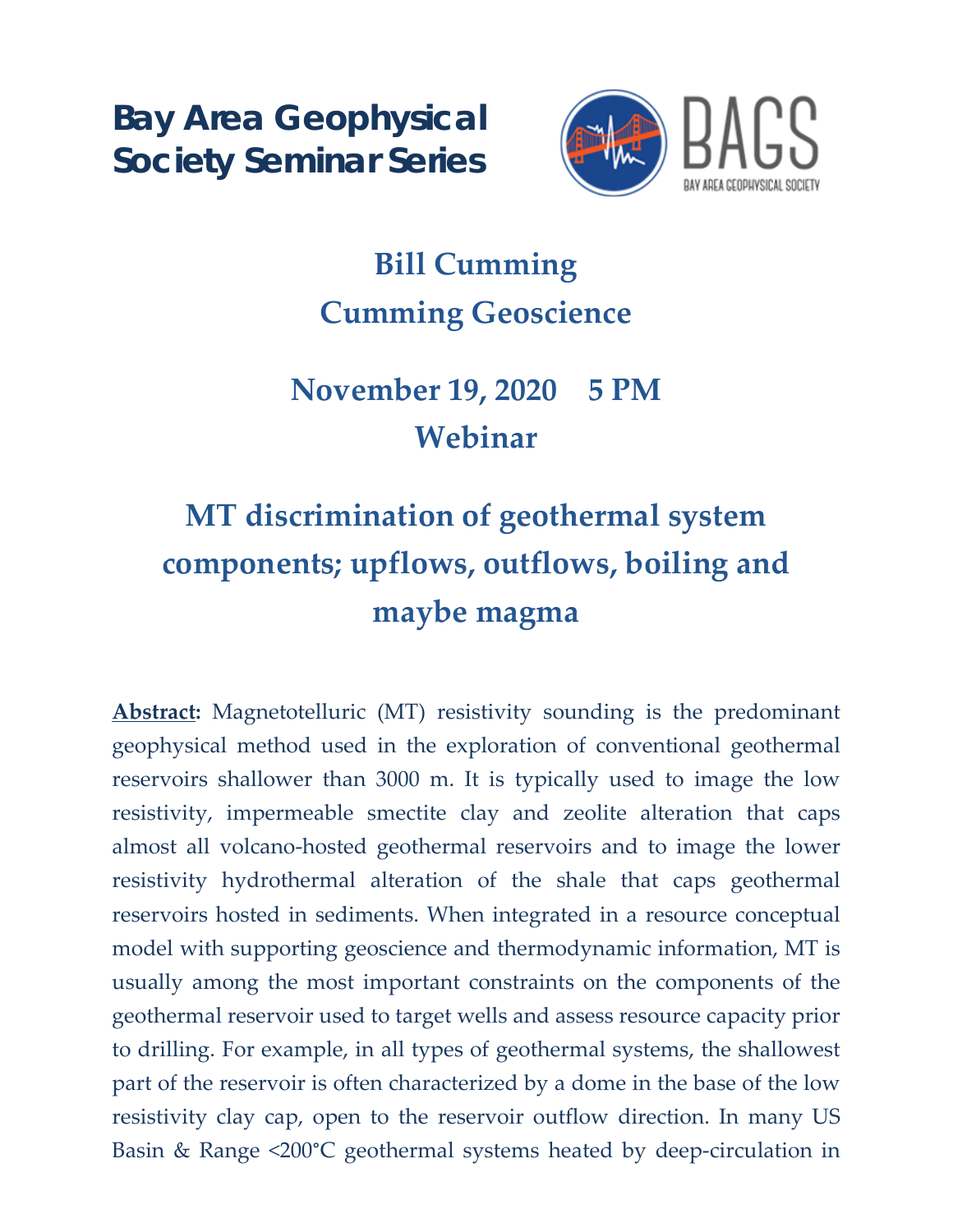# Bay Area Geophysical Society Seminar Series

## Bill Cumming
## Cumming Geoscience

## November 19, 2020 5 PM
## Webinar

## MT discrimination of geothermal system components; upflows, outflows, boiling and maybe magma

**Abstract:** Magnetotelluric (MT) resistivity sounding is the predominant geophysical method used in the exploration of conventional geothermal reservoirs shallower than 3000 m. It is typically used to image the low resistivity, impermeable smectite clay and zeolite alteration that caps almost all volcano-hosted geothermal reservoirs and to image the lower resistivity hydrothermal alteration of the shale that caps geothermal reservoirs hosted in sediments. When integrated in a resource conceptual model with supporting geoscience and thermodynamic information, MT is usually among the most important constraints on the components of the geothermal reservoir used to target wells and assess resource capacity prior to drilling. For example, in all types of geothermal systems, the shallowest part of the reservoir is often characterized by a dome in the base of the low resistivity clay cap, open to the reservoir outflow direction. In many US Basin & Range <200°C geothermal systems heated by deep-circulation in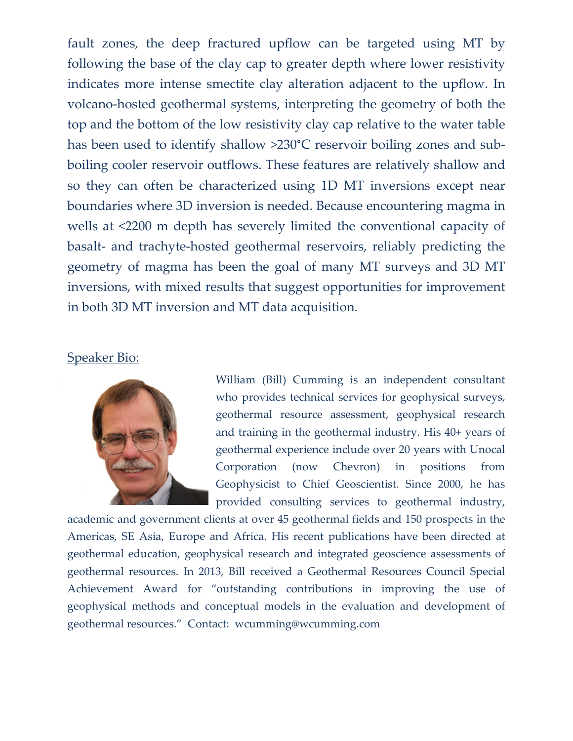fault zones, the deep fractured upflow can be targeted using MT by following the base of the clay cap to greater depth where lower resistivity indicates more intense smectite clay alteration adjacent to the upflow. In volcano-hosted geothermal systems, interpreting the geometry of both the top and the bottom of the low resistivity clay cap relative to the water table has been used to identify shallow >230°C reservoir boiling zones and sub-boiling cooler reservoir outflows. These features are relatively shallow and so they can often be characterized using 1D MT inversions except near boundaries where 3D inversion is needed. Because encountering magma in wells at <2200 m depth has severely limited the conventional capacity of basalt- and trachyte-hosted geothermal reservoirs, reliably predicting the geometry of magma has been the goal of many MT surveys and 3D MT inversions, with mixed results that suggest opportunities for improvement in both 3D MT inversion and MT data acquisition.

## Speaker Bio:

William (Bill) Cumming is an independent consultant who provides technical services for geophysical surveys, geothermal resource assessment, geophysical research and training in the geothermal industry. His 40+ years of geothermal experience include over 20 years with Unocal Corporation (now Chevron) in positions from Geophysicist to Chief Geoscientist. Since 2000, he has provided consulting services to geothermal industry, academic and government clients at over 45 geothermal fields and 150 prospects in the Americas, SE Asia, Europe and Africa. His recent publications have been directed at geothermal education, geophysical research and integrated geoscience assessments of geothermal resources. In 2013, Bill received a Geothermal Resources Council Special Achievement Award for "outstanding contributions in improving the use of geophysical methods and conceptual models in the evaluation and development of geothermal resources." Contact: wcumming@wcumming.com